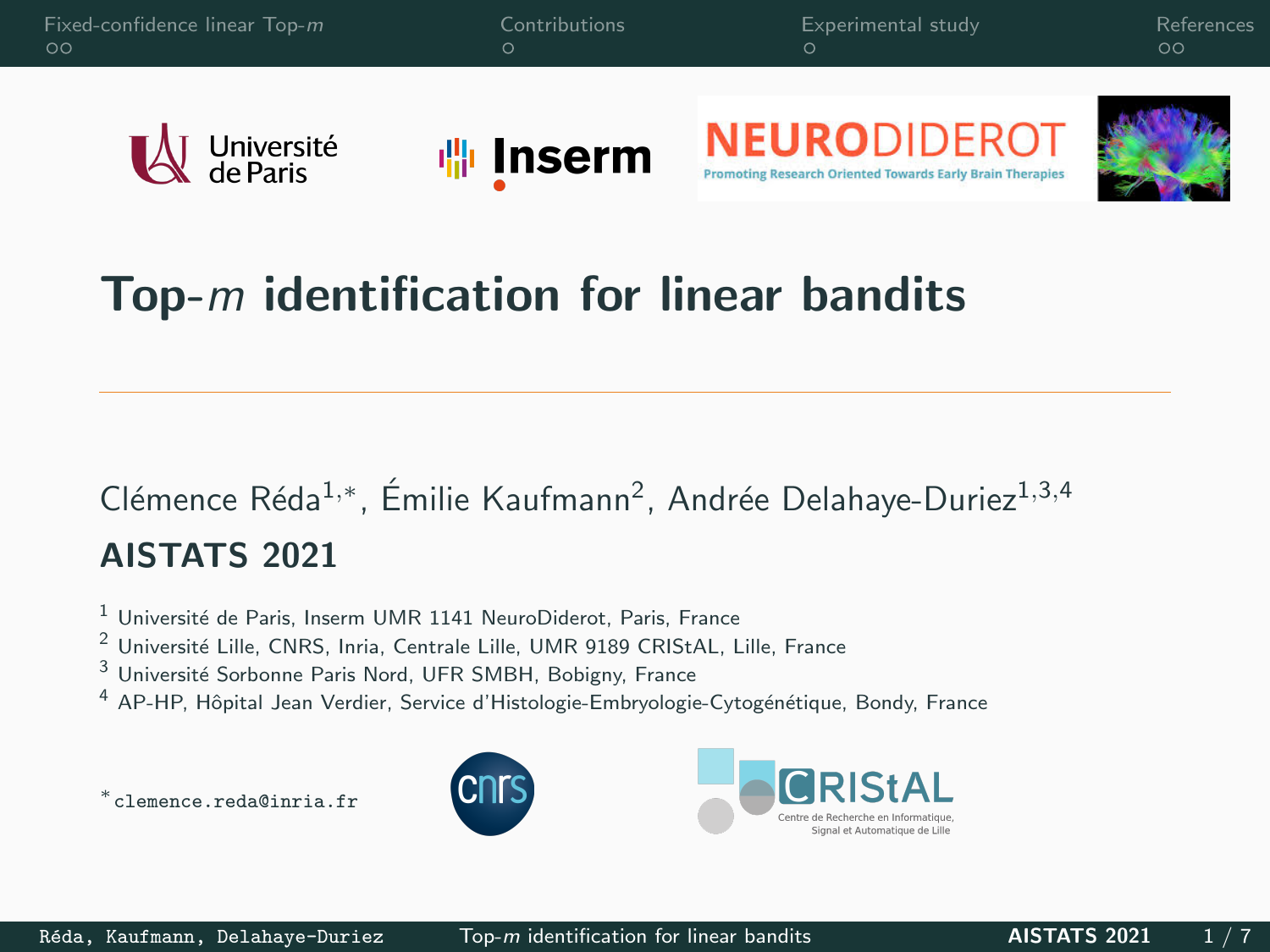# Top-$m$ identification for linear bandits

Clémence Réda[1,*], Émilie Kaufmann[2], Andrée Delahaye-Duriez[1,3,4]

**AISTATS 2021**

[1] Université de Paris, Inserm UMR 1141 NeuroDiderot, Paris, France
[2] Université Lille, CNRS, Inria, Centrale Lille, UMR 9189 CRIStAL, Lille, France
[3] Université Sorbonne Paris Nord, UFR SMBH, Bobigny, France
[4] AP-HP, Hôpital Jean Verdier, Service d'Histologie-Embryologie-Cytogénétique, Bondy, France

[*] `clemence.reda@inria.fr`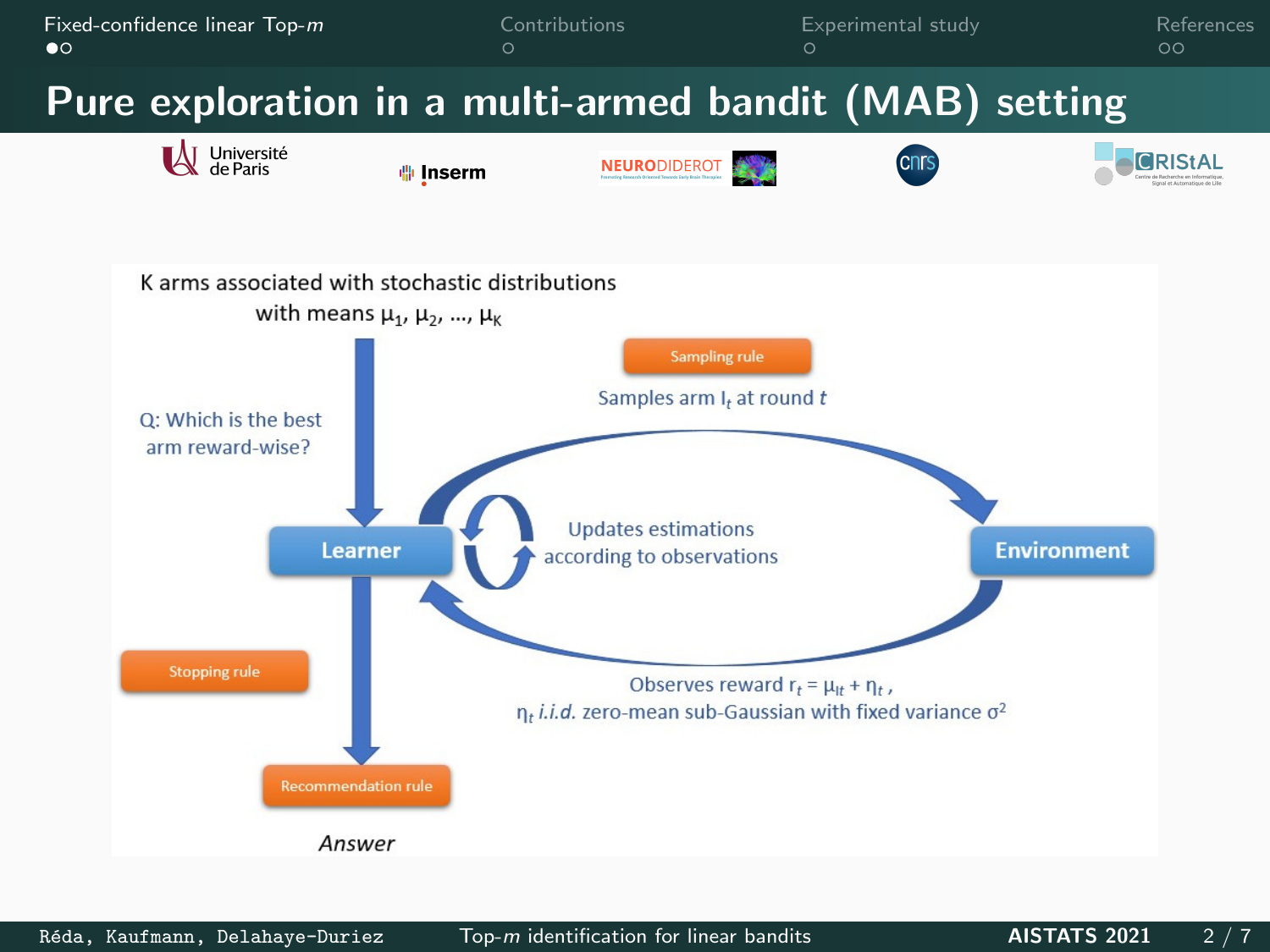# Pure exploration in a multi-armed bandit (MAB) setting

K arms associated with stochastic distributions with means $\mu_1, \mu_2, \ldots, \mu_K$

Q: Which is the best arm reward-wise?

**Learner**

Sampling rule

Samples arm $I_t$ at round $t$

**Environment**

Updates estimations according to observations

Observes reward $r_t = \mu_{I_t} + \eta_t$ ,

$\eta_t$ *i.i.d.* zero-mean sub-Gaussian with fixed variance $\sigma^2$

Stopping rule

Recommendation rule

*Answer*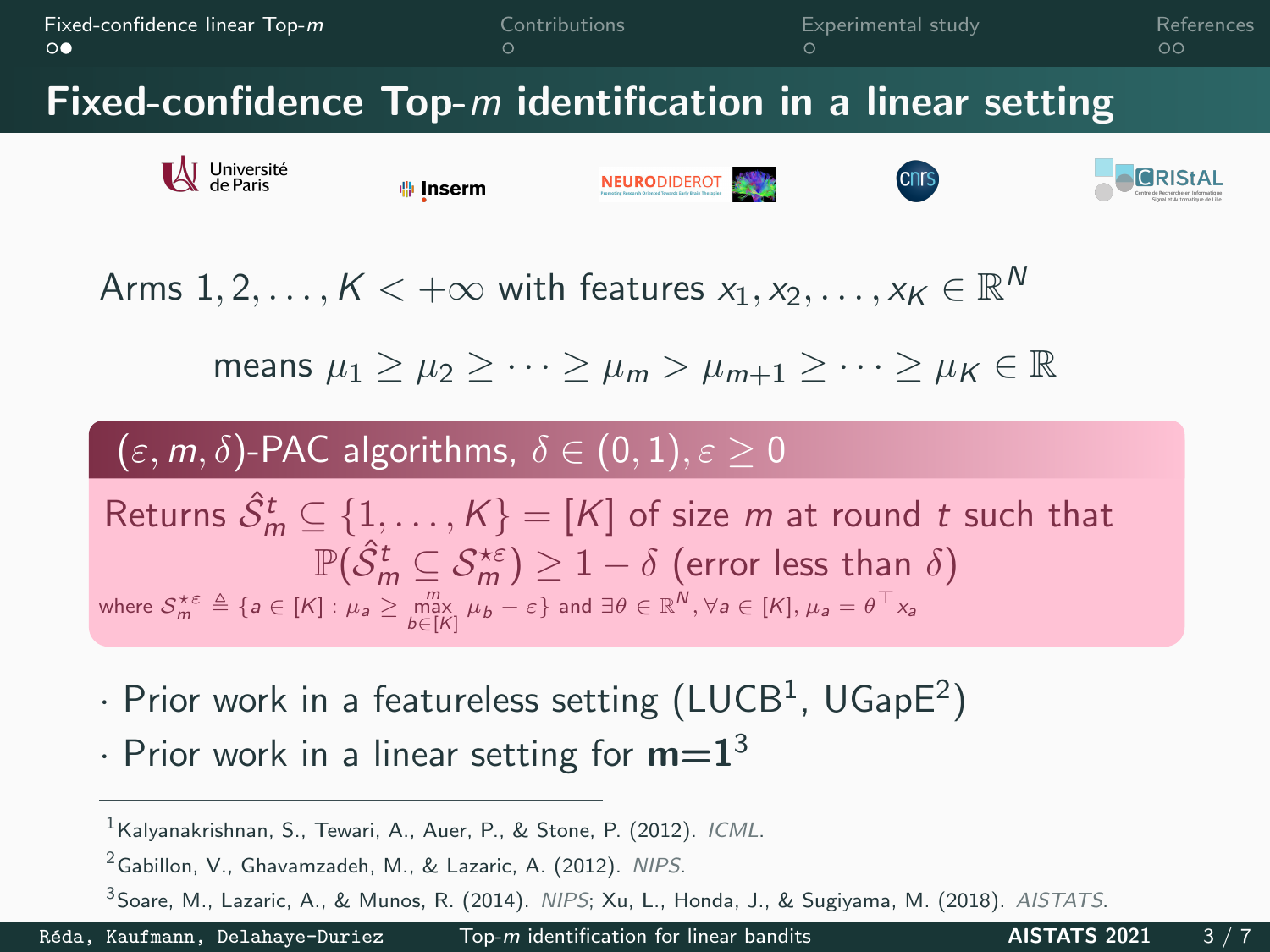# Fixed-confidence Top-$m$ identification in a linear setting

Arms $1, 2, \ldots, K < +\infty$ with features $x_1, x_2, \ldots, x_K \in \mathbb{R}^N$

means $\mu_1 \geq \mu_2 \geq \cdots \geq \mu_m > \mu_{m+1} \geq \cdots \geq \mu_K \in \mathbb{R}$

**$(\varepsilon, m, \delta)$-PAC algorithms, $\delta \in (0,1), \varepsilon \geq 0$**

Returns $\hat{\mathcal{S}}_m^t \subseteq \{1, \ldots, K\} = [K]$ of size $m$ at round $t$ such that

$$\mathbb{P}(\hat{\mathcal{S}}_m^t \subseteq \mathcal{S}_m^{\star\varepsilon}) \geq 1 - \delta \text{ (error less than } \delta\text{)}$$

where $\mathcal{S}_m^{\star\varepsilon} \triangleq \{a \in [K] : \mu_a \geq \max^m_{b \in [K]} \mu_b - \varepsilon\}$ and $\exists \theta \in \mathbb{R}^N, \forall a \in [K], \mu_a = \theta^\top x_a$

- Prior work in a featureless setting (LUCB[1], UGapE[2])
- Prior work in a linear setting for **m=1**[3]

[1] Kalyanakrishnan, S., Tewari, A., Auer, P., & Stone, P. (2012). *ICML*.

[2] Gabillon, V., Ghavamzadeh, M., & Lazaric, A. (2012). *NIPS*.

[3] Soare, M., Lazaric, A., & Munos, R. (2014). *NIPS*; Xu, L., Honda, J., & Sugiyama, M. (2018). *AISTATS*.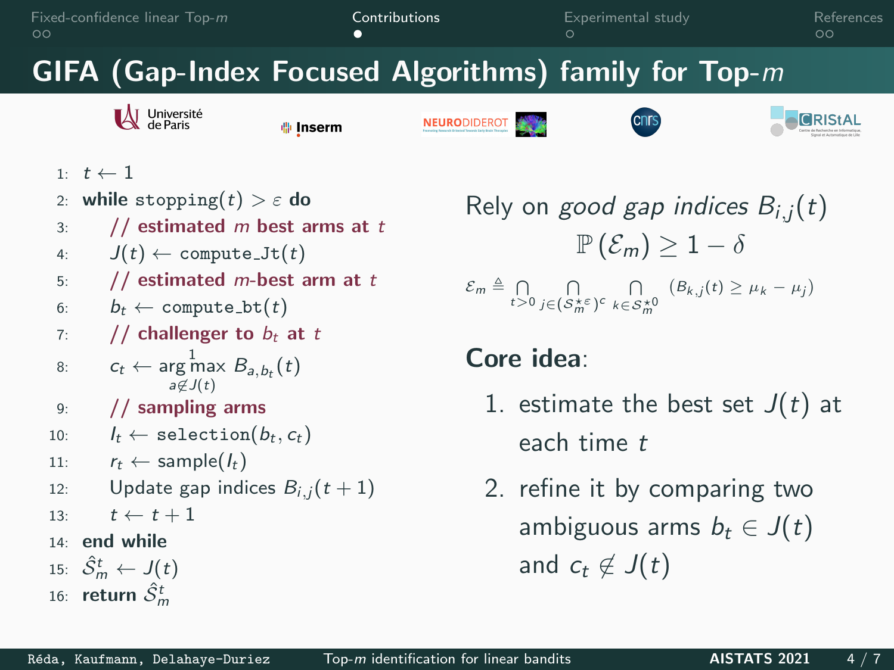# GIFA (Gap-Index Focused Algorithms) family for Top-$m$

```
1:  t ← 1
2:  while stopping(t) > ε do
3:      // estimated m best arms at t
4:      J(t) ← compute_Jt(t)
5:      // estimated m-best arm at t
6:      b_t ← compute_bt(t)
7:      // challenger to b_t at t
8:      c_t ← argmax^1_{a∉J(t)} B_{a,b_t}(t)
9:      // sampling arms
10:     I_t ← selection(b_t, c_t)
11:     r_t ← sample(I_t)
12:     Update gap indices B_{i,j}(t+1)
13:     t ← t + 1
14: end while
15: Ŝ^t_m ← J(t)
16: return Ŝ^t_m
```

Rely on *good gap indices* $B_{i,j}(t)$

$$\mathbb{P}(\mathcal{E}_m) \geq 1 - \delta$$

$$\mathcal{E}_m \triangleq \bigcap_{t>0} \bigcap_{j \in (\mathcal{S}_m^{\star\varepsilon})^c} \bigcap_{k \in \mathcal{S}_m^{\star 0}} (B_{k,j}(t) \geq \mu_k - \mu_j)$$

**Core idea**:

1. estimate the best set $J(t)$ at each time $t$
2. refine it by comparing two ambiguous arms $b_t \in J(t)$ and $c_t \notin J(t)$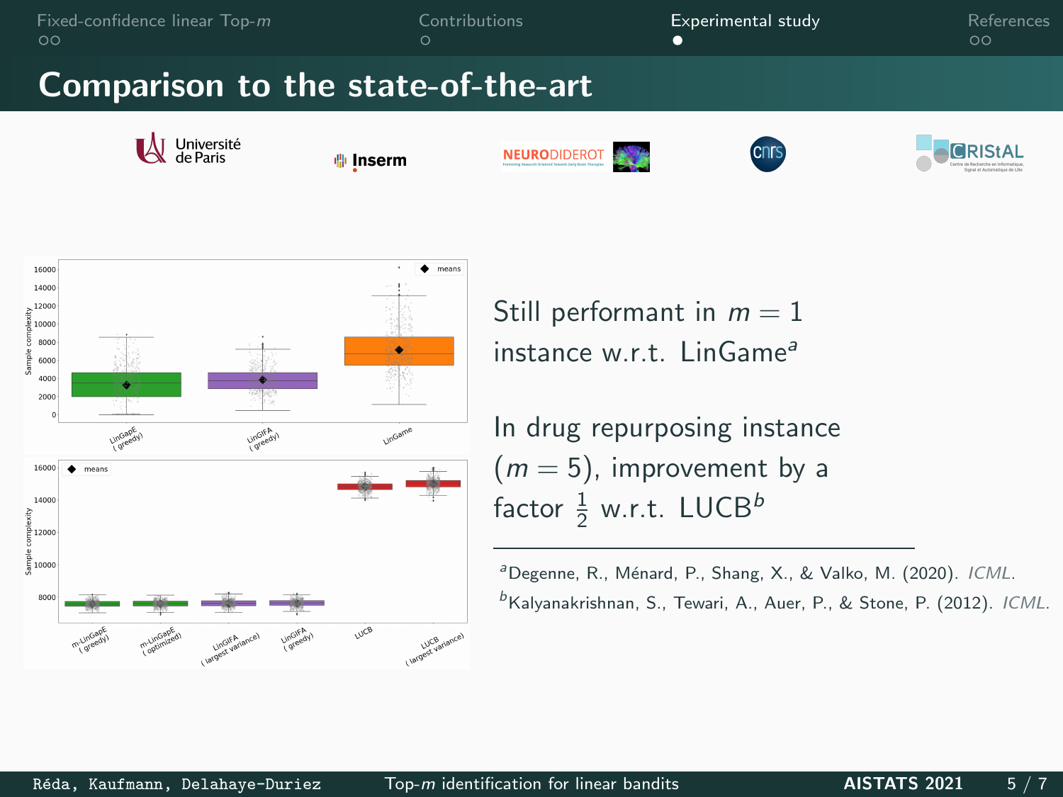# Comparison to the state-of-the-art

Still performant in $m = 1$ instance w.r.t. LinGame[a]

In drug repurposing instance ($m = 5$), improvement by a factor $\frac{1}{2}$ w.r.t. LUCB[b]

---

[a] Degenne, R., Ménard, P., Shang, X., & Valko, M. (2020). *ICML*.

[b] Kalyanakrishnan, S., Tewari, A., Auer, P., & Stone, P. (2012). *ICML*.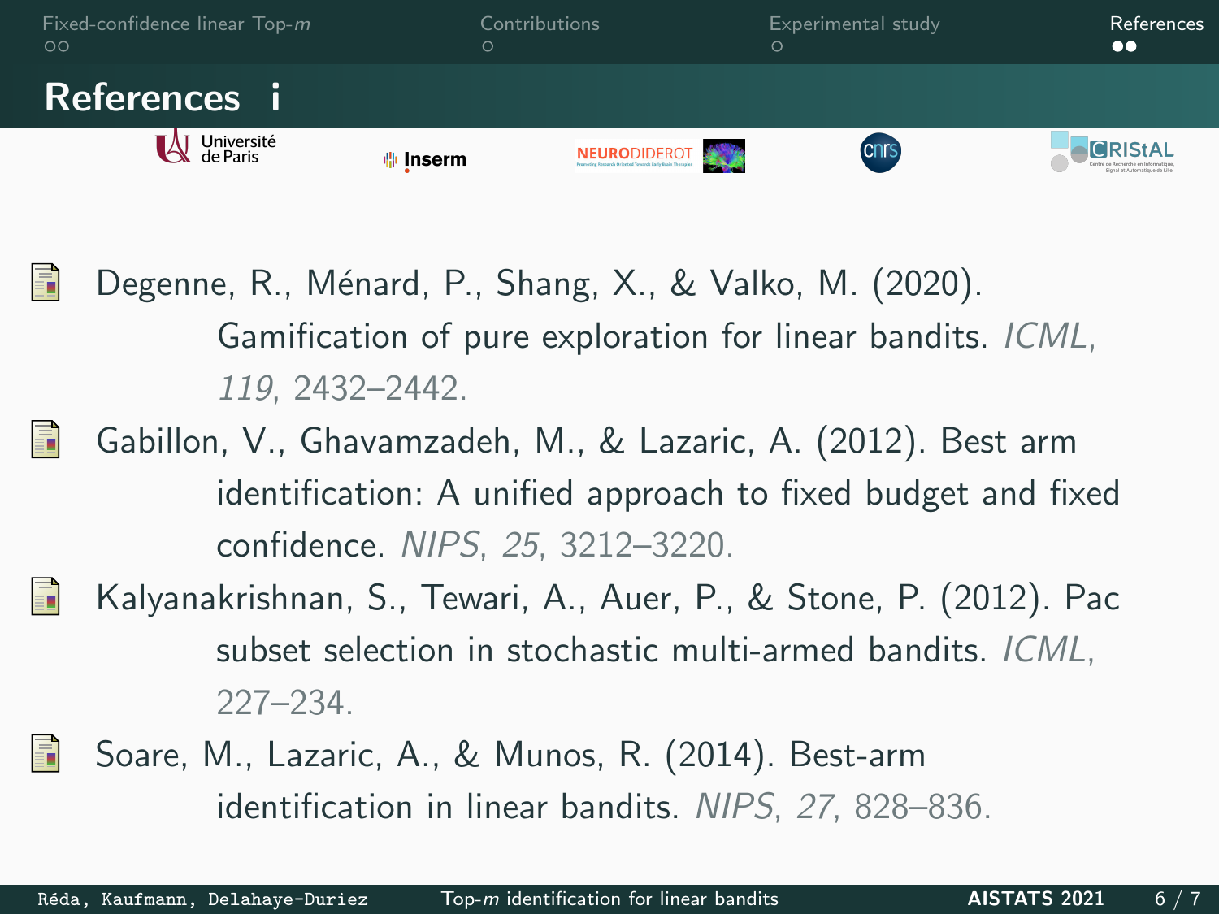## References i

- Degenne, R., Ménard, P., Shang, X., & Valko, M. (2020). Gamification of pure exploration for linear bandits. *ICML*, *119*, 2432–2442.
- Gabillon, V., Ghavamzadeh, M., & Lazaric, A. (2012). Best arm identification: A unified approach to fixed budget and fixed confidence. *NIPS*, *25*, 3212–3220.
- Kalyanakrishnan, S., Tewari, A., Auer, P., & Stone, P. (2012). Pac subset selection in stochastic multi-armed bandits. *ICML*, 227–234.
- Soare, M., Lazaric, A., & Munos, R. (2014). Best-arm identification in linear bandits. *NIPS*, *27*, 828–836.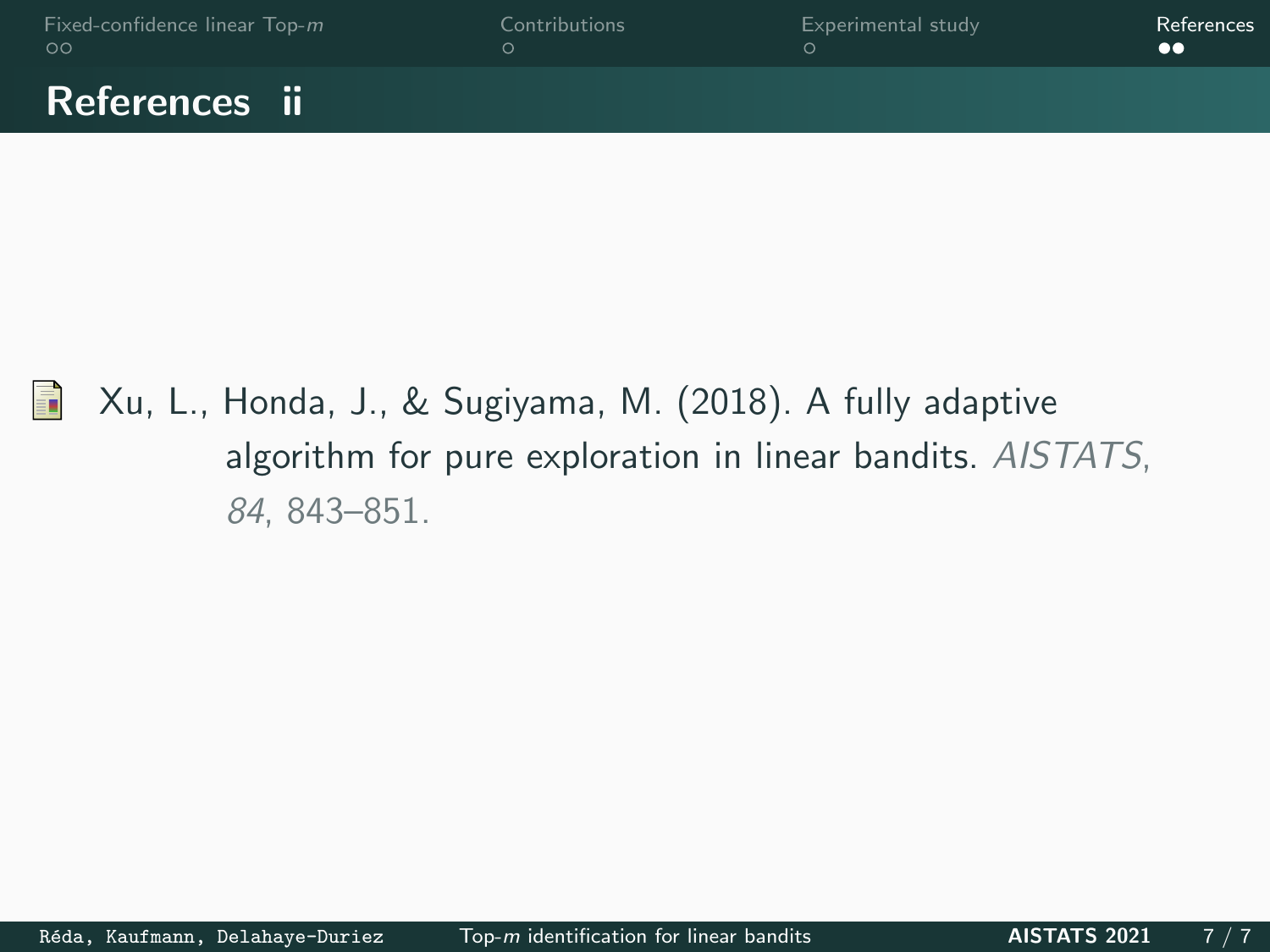## References ii

Xu, L., Honda, J., & Sugiyama, M. (2018). A fully adaptive algorithm for pure exploration in linear bandits. *AISTATS*, *84*, 843–851.